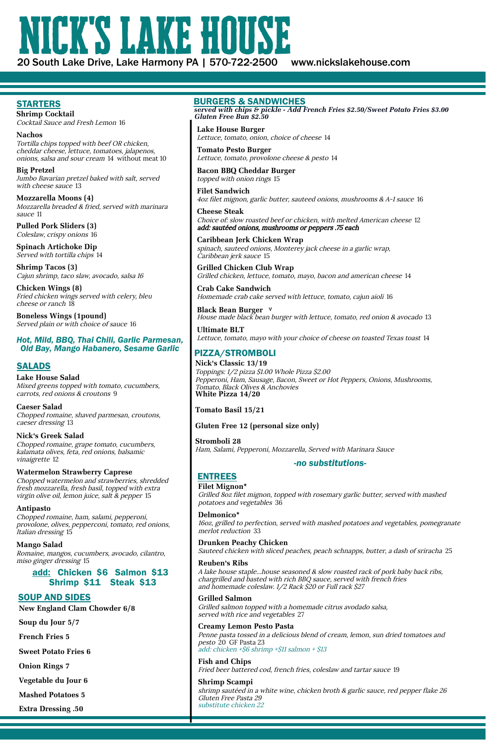# NICK'S LAKE HOUSE

20 South Lake Drive, Lake Harmony PA | 570-722-2500 www.nickslakehouse.com

## STARTERS

**Shrimp Cocktail**
*Cocktail Sauce and Fresh Lemon* 16

**Nachos**
*Tortilla chips topped with beef OR chicken, cheddar cheese, lettuce, tomatoes, jalapenos, onions, salsa and sour cream* 14 without meat 10

**Big Pretzel**
*Jumbo Bavarian pretzel baked with salt, served with cheese sauce* 13

**Mozzarella Moons (4)**
*Mozzarella breaded & fried, served with marinara sauce* 11

**Pulled Pork Sliders (3)**
*Coleslaw, crispy onions* 16

**Spinach Artichoke Dip**
*Served with tortilla chips* 14

**Shrimp Tacos (3)**
*Cajun shrimp, taco slaw, avocado, salsa 16*

**Chicken Wings (8)**
*Fried chicken wings served with celery, bleu cheese or ranch* 18

**Boneless Wings (1pound)**
*Served plain or with choice of sauce* 16

***Hot, Mild, BBQ, Thai Chili, Garlic Parmesan, Old Bay, Mango Habanero, Sesame Garlic***

## SALADS

**Lake House Salad**
*Mixed greens topped with tomato, cucumbers, carrots, red onions & croutons* 9

**Caeser Salad**
*Chopped romaine, shaved parmesan, croutons, caeser dressing* 13

**Nick's Greek Salad**
*Chopped romaine, grape tomato, cucumbers, kalamata olives, feta, red onions, balsamic vinaigrette* 12

**Watermelon Strawberry Caprese**
*Chopped watermelon and strawberries, shredded fresh mozzarella, fresh basil, topped with extra virgin olive oil, lemon juice, salt & pepper* 15

**Antipasto**
*Chopped romaine, ham, salami, pepperoni, provolone, olives, pepperconi, tomato, red onions, Italian dressing* 15

**Mango Salad**
*Romaine, mangos, cucumbers, avocado, cilantro, miso ginger dressing* 15

**add: Chicken $6 Salmon $13 Shrimp $11 Steak $13**

## SOUP AND SIDES

**New England Clam Chowder 6/8**

**Soup du Jour 5/7**

**French Fries 5**

**Sweet Potato Fries 6**

**Onion Rings 7**

**Vegetable du Jour 6**

**Mashed Potatoes 5**

**Extra Dressing .50**

## BURGERS & SANDWICHES

***served with chips & pickle - Add French Fries $2.50/Sweet Potato Fries $3.00 Gluten Free Bun $2.50***

**Lake House Burger**
*Lettuce, tomato, onion, choice of cheese* 14

**Tomato Pesto Burger**
*Lettuce, tomato, provolone cheese & pesto* 14

**Bacon BBQ Cheddar Burger**
*topped with onion rings* 15

**Filet Sandwich**
*4oz filet mignon, garlic butter, sauteed onions, mushrooms & A-1 sauce* 16

**Cheese Steak**
*Choice of: slow roasted beef or chicken, with melted American cheese* 12
***add: sautéed onions, mushrooms or peppers .75 each***

**Caribbean Jerk Chicken Wrap**
*spinach, sauteed onions, Monterey jack cheese in a garlic wrap, Caribbean jerk sauce* 15

**Grilled Chicken Club Wrap**
*Grilled chicken, lettuce, tomato, mayo, bacon and american cheese* 14

**Crab Cake Sandwich**
*Homemade crab cake served with lettuce, tomato, cajun aioli* 16

**Black Bean Burger** v
*House made black bean burger with lettuce, tomato, red onion & avocado* 13

**Ultimate BLT**
*Lettuce, tomato, mayo with your choice of cheese on toasted Texas toast* 14

## PIZZA/STROMBOLI

**Nick's Classic 13/19**
*Toppings: 1/2 pizza $1.00 Whole Pizza $2.00*
*Pepperoni, Ham, Sausage, Bacon, Sweet or Hot Peppers, Onions, Mushrooms, Tomato, Black Olives & Anchovies*

**White Pizza 14/20**

**Tomato Basil 15/21**

**Gluten Free 12 (personal size only)**

**Stromboli 28**
*Ham, Salami, Pepperoni, Mozzarella, Served with Marinara Sauce*

***-no substitutions-***

## ENTREES

**Filet Mignon***
*Grilled 8oz filet mignon, topped with rosemary garlic butter, served with mashed potatoes and vegetables* 36

**Delmonico***
*16oz, grilled to perfection, served with mashed potatoes and vegetables, pomegranate merlot reduction* 33

**Drunken Peachy Chicken**
*Sauteed chicken with sliced peaches, peach schnapps, butter, a dash of sriracha* 25

**Reuben's Ribs**
*A lake house staple...house seasoned & slow roasted rack of pork baby back ribs, chargrilled and basted with rich BBQ sauce, served with french fries and homemade coleslaw. 1/2 Rack $20 or Full rack $27*

**Grilled Salmon**
*Grilled salmon topped with a homemade citrus avodado salsa, served with rice and vegetables* 27

**Creamy Lemon Pesto Pasta**
*Penne pasta tossed in a delicious blend of cream, lemon, sun dried tomatoes and pesto* 20 GF Pasta 23
*add: chicken +$6 shrimp +$11 salmon + $13*

**Fish and Chips**
*Fried beer battered cod, french fries, coleslaw and tartar sauce* 19

**Shrimp Scampi**
*shrimp sautéed in a white wine, chicken broth & garlic sauce, red pepper flake 26*
*Gluten Free Pasta 29*
*substitute chicken 22*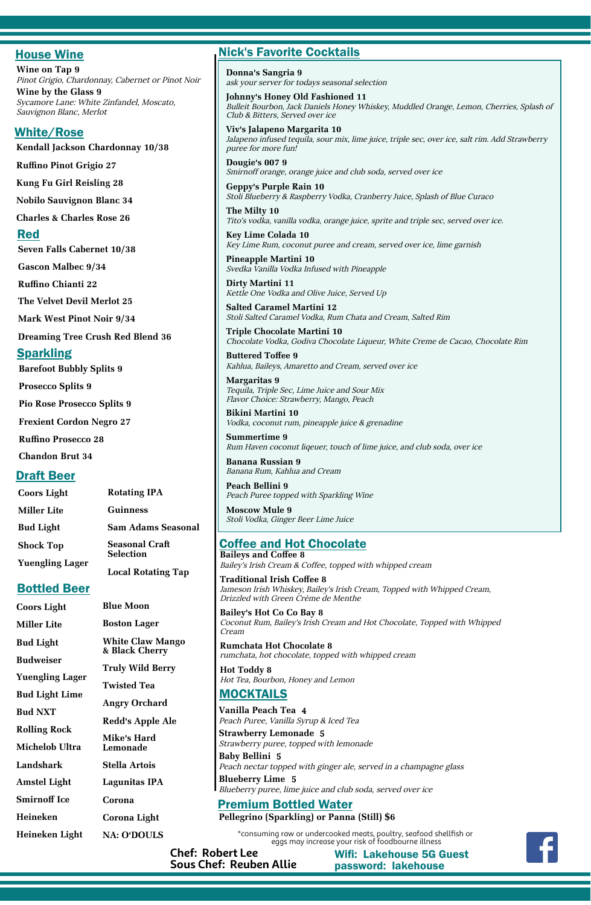## House Wine

**Wine on Tap 9**
*Pinot Grigio, Chardonnay, Cabernet or Pinot Noir*

**Wine by the Glass 9**
*Sycamore Lane: White Zinfandel, Moscato, Sauvignon Blanc, Merlot*

## White/Rose

**Kendall Jackson Chardonnay 10/38**

**Ruffino Pinot Grigio 27**

**Kung Fu Girl Reisling 28**

**Nobilo Sauvignon Blanc 34**

**Charles & Charles Rose 26**

## Red

**Seven Falls Cabernet 10/38**

**Gascon Malbec 9/34**

**Ruffino Chianti 22**

**The Velvet Devil Merlot 25**

**Mark West Pinot Noir 9/34**

**Dreaming Tree Crush Red Blend 36**

## Sparkling

**Barefoot Bubbly Splits 9**

**Prosecco Splits 9**

**Pio Rose Prosecco Splits 9**

**Frexient Cordon Negro 27**

**Ruffino Prosecco 28**

**Chandon Brut 34**

## Draft Beer

| | |
|---|---|
| Coors Light | Rotating IPA |
| Miller Lite | Guinness |
| Bud Light | Sam Adams Seasonal |
| Shock Top | Seasonal Craft Selection |
| Yuengling Lager | Local Rotating Tap |

## Bottled Beer

| | |
|---|---|
| Coors Light | Blue Moon |
| Miller Lite | Boston Lager |
| Bud Light | White Claw Mango & Black Cherry |
| Budweiser | Truly Wild Berry |
| Yuengling Lager | Twisted Tea |
| Bud Light Lime | Angry Orchard |
| Bud NXT | Redd's Apple Ale |
| Rolling Rock | Mike's Hard Lemonade |
| Michelob Ultra | Stella Artois |
| Landshark | Lagunitas IPA |
| Amstel Light | Corona |
| Smirnoff Ice | Corona Light |
| Heineken | NA: O'DOULS |
| Heineken Light | |

## Nick's Favorite Cocktails

**Donna's Sangria 9**
*ask your server for todays seasonal selection*

**Johnny's Honey Old Fashioned 11**
*Bulleit Bourbon, Jack Daniels Honey Whiskey, Muddled Orange, Lemon, Cherries, Splash of Club & Bitters, Served over ice*

**Viv's Jalapeno Margarita 10**
*Jalapeno infused tequila, sour mix, lime juice, triple sec, over ice, salt rim. Add Strawberry puree for more fun!*

**Dougie's 007 9**
*Smirnoff orange, orange juice and club soda, served over ice*

**Geppy's Purple Rain 10**
*Stoli Blueberry & Raspberry Vodka, Cranberry Juice, Splash of Blue Curaco*

**The Milty 10**
*Tito's vodka, vanilla vodka, orange juice, sprite and triple sec, served over ice.*

**Key Lime Colada 10**
*Key Lime Rum, coconut puree and cream, served over ice, lime garnish*

**Pineapple Martini 10**
*Svedka Vanilla Vodka Infused with Pineapple*

**Dirty Martini 11**
*Kettle One Vodka and Olive Juice, Served Up*

**Salted Caramel Martini 12**
*Stoli Salted Caramel Vodka, Rum Chata and Cream, Salted Rim*

**Triple Chocolate Martini 10**
*Chocolate Vodka, Godiva Chocolate Liqueur, White Creme de Cacao, Chocolate Rim*

**Buttered Toffee 9**
*Kahlua, Baileys, Amaretto and Cream, served over ice*

**Margaritas 9**
*Tequila, Triple Sec, Lime Juice and Sour Mix*
*Flavor Choice: Strawberry, Mango, Peach*

**Bikini Martini 10**
*Vodka, coconut rum, pineapple juice & grenadine*

**Summertime 9**
*Rum Haven coconut liqeuer, touch of lime juice, and club soda, over ice*

**Banana Russian 9**
*Banana Rum, Kahlua and Cream*

**Peach Bellini 9**
*Peach Puree topped with Sparkling Wine*

**Moscow Mule 9**
*Stoli Vodka, Ginger Beer Lime Juice*

## Coffee and Hot Chocolate

**Baileys and Coffee 8**
*Bailey's Irish Cream & Coffee, topped with whipped cream*

**Traditional Irish Coffee 8**
*Jameson Irish Whiskey, Bailey's Irish Cream, Topped with Whipped Cream, Drizzled with Green Crème de Menthe*

**Bailey's Hot Co Co Bay 8**
*Coconut Rum, Bailey's Irish Cream and Hot Chocolate, Topped with Whipped Cream*

**Rumchata Hot Chocolate 8**
*rumchata, hot chocolate, topped with whipped cream*

**Hot Toddy 8**
*Hot Tea, Bourbon, Honey and Lemon*

## MOCKTAILS

**Vanilla Peach Tea 4**
*Peach Puree, Vanilla Syrup & Iced Tea*

**Strawberry Lemonade 5**
*Strawberry puree, topped with lemonade*

**Baby Bellini 5**
*Peach nectar topped with ginger ale, served in a champagne glass*

**Blueberry Lime 5**
*Blueberry puree, lime juice and club soda, served over ice*

## Premium Bottled Water

**Pellegrino (Sparkling) or Panna (Still) $6**

*consuming raw or undercooked meats, poultry, seafood shellfish or eggs may increase your risk of foodbourne illness

**Chef: Robert Lee**
**Sous Chef: Reuben Allie**

**Wifi: Lakehouse 5G Guest**
**password: lakehouse**